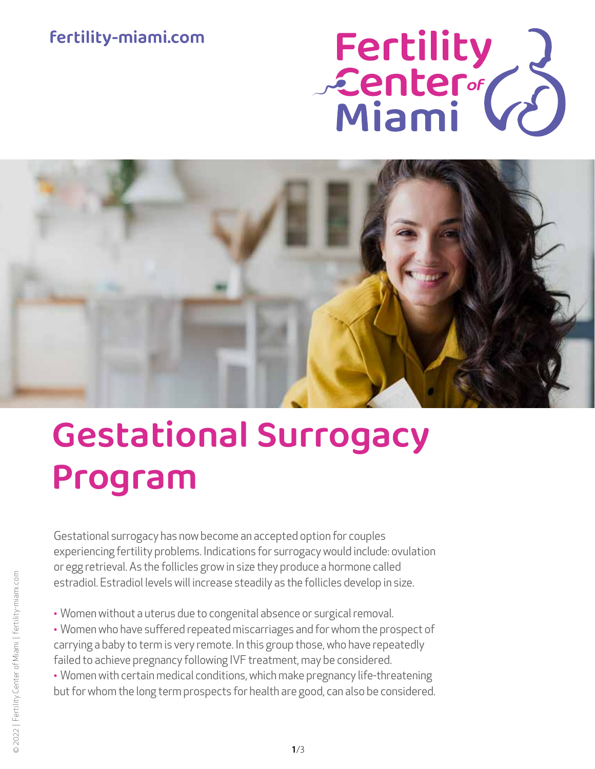fertility-miami.com

# Gestational Surrogacy Program

Gestational surrogacy has now become an accepted option for couples experiencing fertility problems. Indications for surrogacy would include: ovulation or egg retrieval. As the follicles grow in size they produce a hormone called estradiol. Estradiol levels will increase steadily as the follicles develop in size.

- Women without a uterus due to congenital absence or surgical removal.
- Women who have suffered repeated miscarriages and for whom the prospect of carrying a baby to term is very remote. In this group those, who have repeatedly failed to achieve pregnancy following IVF treatment, may be considered.
- Women with certain medical conditions, which make pregnancy life-threatening but for whom the long term prospects for health are good, can also be considered.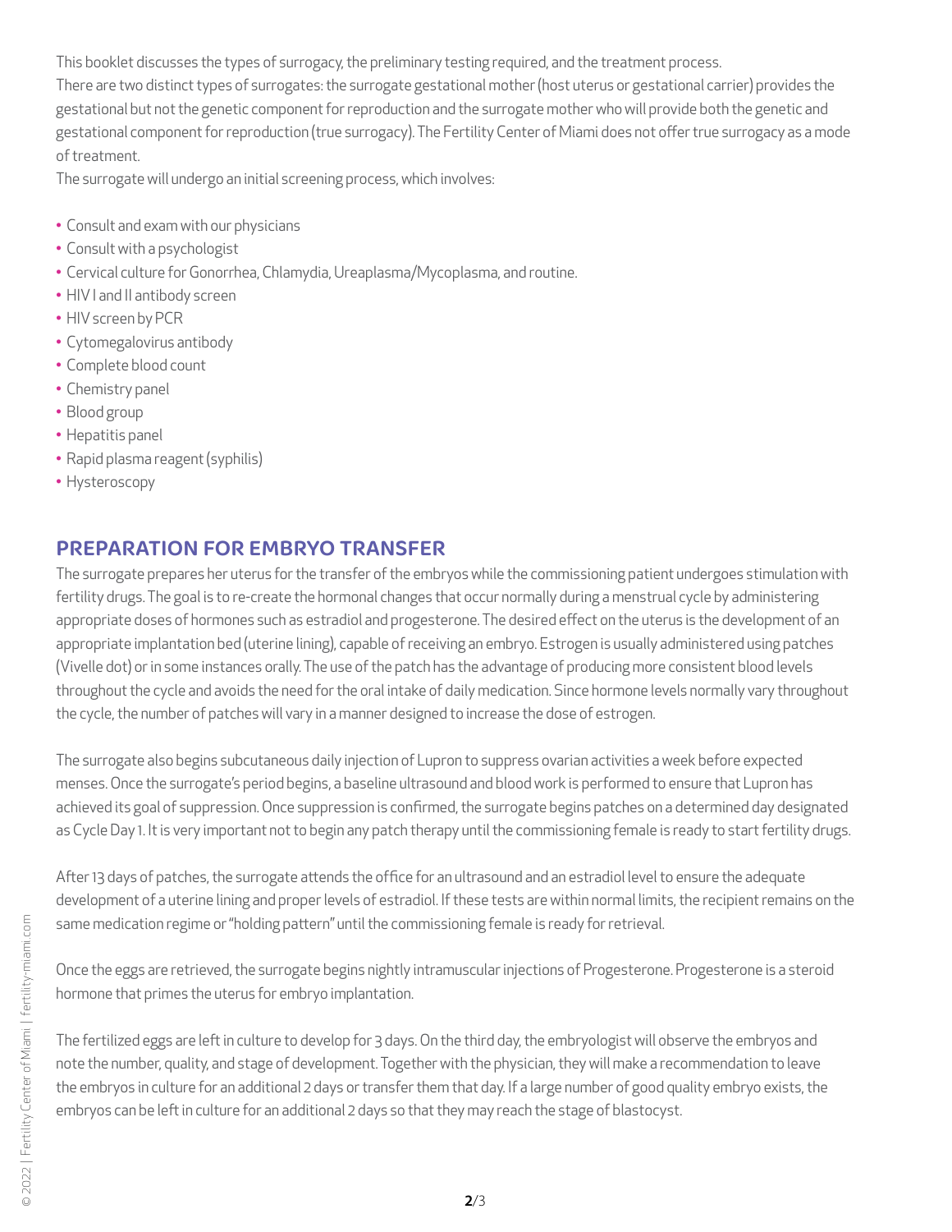This booklet discusses the types of surrogacy, the preliminary testing required, and the treatment process.

There are two distinct types of surrogates: the surrogate gestational mother (host uterus or gestational carrier) provides the gestational but not the genetic component for reproduction and the surrogate mother who will provide both the genetic and gestational component for reproduction (true surrogacy). The Fertility Center of Miami does not offer true surrogacy as a mode of treatment.

The surrogate will undergo an initial screening process, which involves:

- Consult and exam with our physicians
- Consult with a psychologist
- Cervical culture for Gonorrhea, Chlamydia, Ureaplasma/Mycoplasma, and routine.
- HIV I and II antibody screen
- HIV screen by PCR
- Cytomegalovirus antibody
- Complete blood count
- Chemistry panel
- Blood group
- Hepatitis panel
- Rapid plasma reagent (syphilis)
- Hysteroscopy

## PREPARATION FOR EMBRYO TRANSFER

The surrogate prepares her uterus for the transfer of the embryos while the commissioning patient undergoes stimulation with fertility drugs. The goal is to re-create the hormonal changes that occur normally during a menstrual cycle by administering appropriate doses of hormones such as estradiol and progesterone. The desired effect on the uterus is the development of an appropriate implantation bed (uterine lining), capable of receiving an embryo. Estrogen is usually administered using patches (Vivelle dot) or in some instances orally. The use of the patch has the advantage of producing more consistent blood levels throughout the cycle and avoids the need for the oral intake of daily medication. Since hormone levels normally vary throughout the cycle, the number of patches will vary in a manner designed to increase the dose of estrogen.

The surrogate also begins subcutaneous daily injection of Lupron to suppress ovarian activities a week before expected menses. Once the surrogate's period begins, a baseline ultrasound and blood work is performed to ensure that Lupron has achieved its goal of suppression. Once suppression is confirmed, the surrogate begins patches on a determined day designated as Cycle Day 1. It is very important not to begin any patch therapy until the commissioning female is ready to start fertility drugs.

After 13 days of patches, the surrogate attends the office for an ultrasound and an estradiol level to ensure the adequate development of a uterine lining and proper levels of estradiol. If these tests are within normal limits, the recipient remains on the same medication regime or "holding pattern" until the commissioning female is ready for retrieval.

Once the eggs are retrieved, the surrogate begins nightly intramuscular injections of Progesterone. Progesterone is a steroid hormone that primes the uterus for embryo implantation.

The fertilized eggs are left in culture to develop for 3 days. On the third day, the embryologist will observe the embryos and note the number, quality, and stage of development. Together with the physician, they will make a recommendation to leave the embryos in culture for an additional 2 days or transfer them that day. If a large number of good quality embryo exists, the embryos can be left in culture for an additional 2 days so that they may reach the stage of blastocyst.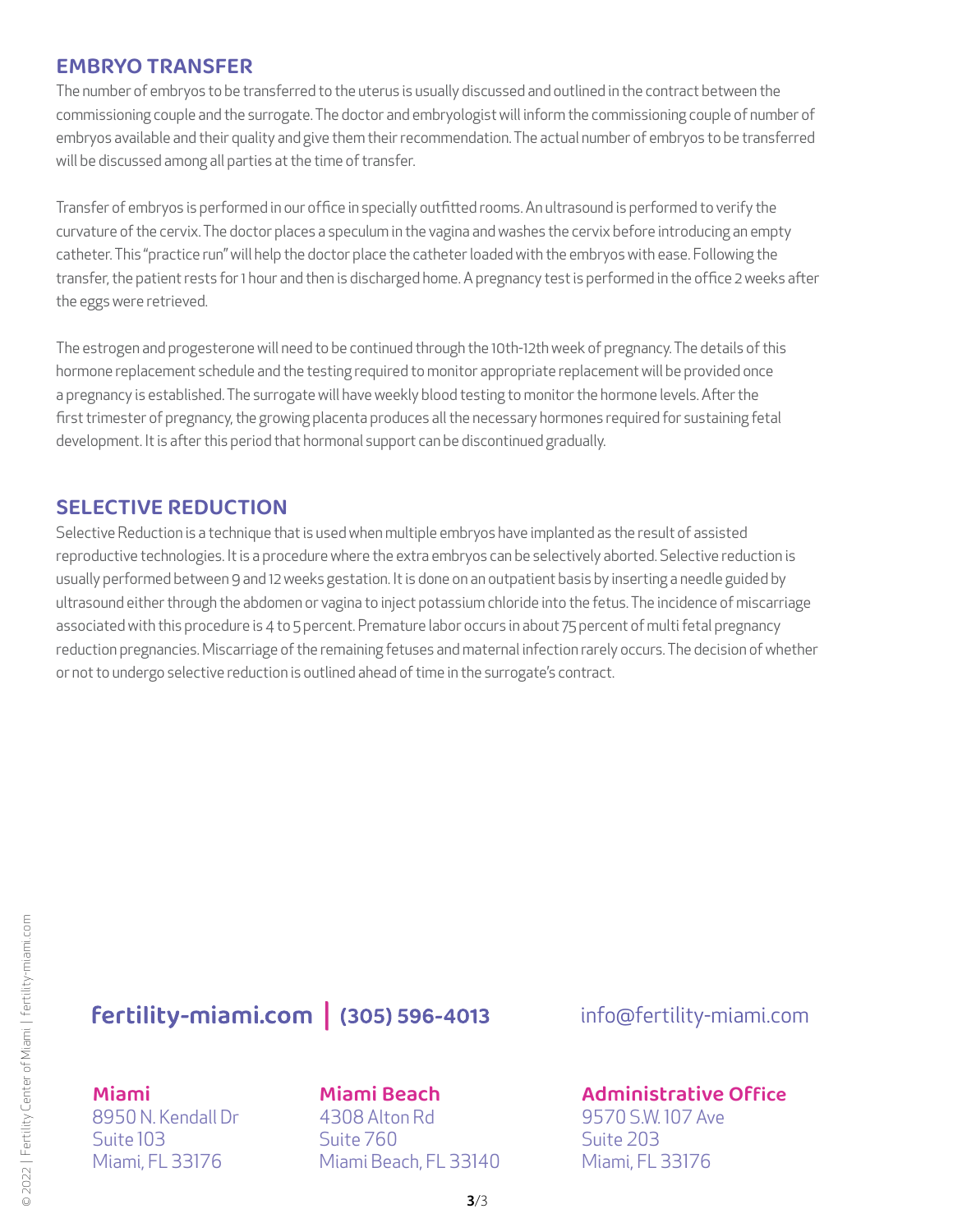## EMBRYO TRANSFER

The number of embryos to be transferred to the uterus is usually discussed and outlined in the contract between the commissioning couple and the surrogate. The doctor and embryologist will inform the commissioning couple of number of embryos available and their quality and give them their recommendation. The actual number of embryos to be transferred will be discussed among all parties at the time of transfer.

Transfer of embryos is performed in our office in specially outfitted rooms. An ultrasound is performed to verify the curvature of the cervix. The doctor places a speculum in the vagina and washes the cervix before introducing an empty catheter. This "practice run" will help the doctor place the catheter loaded with the embryos with ease. Following the transfer, the patient rests for 1 hour and then is discharged home. A pregnancy test is performed in the office 2 weeks after the eggs were retrieved.

The estrogen and progesterone will need to be continued through the 10th-12th week of pregnancy. The details of this hormone replacement schedule and the testing required to monitor appropriate replacement will be provided once a pregnancy is established. The surrogate will have weekly blood testing to monitor the hormone levels. After the first trimester of pregnancy, the growing placenta produces all the necessary hormones required for sustaining fetal development. It is after this period that hormonal support can be discontinued gradually.

## SELECTIVE REDUCTION

Selective Reduction is a technique that is used when multiple embryos have implanted as the result of assisted reproductive technologies. It is a procedure where the extra embryos can be selectively aborted. Selective reduction is usually performed between 9 and 12 weeks gestation. It is done on an outpatient basis by inserting a needle guided by ultrasound either through the abdomen or vagina to inject potassium chloride into the fetus. The incidence of miscarriage associated with this procedure is 4 to 5 percent. Premature labor occurs in about 75 percent of multi fetal pregnancy reduction pregnancies. Miscarriage of the remaining fetuses and maternal infection rarely occurs. The decision of whether or not to undergo selective reduction is outlined ahead of time in the surrogate's contract.

**fertility-miami.com | (305) 596-4013** info@fertility-miami.com

**Miami**
8950 N. Kendall Dr
Suite 103
Miami, FL 33176

**Miami Beach**
4308 Alton Rd
Suite 760
Miami Beach, FL 33140

**Administrative Office**
9570 S.W. 107 Ave
Suite 203
Miami, FL 33176